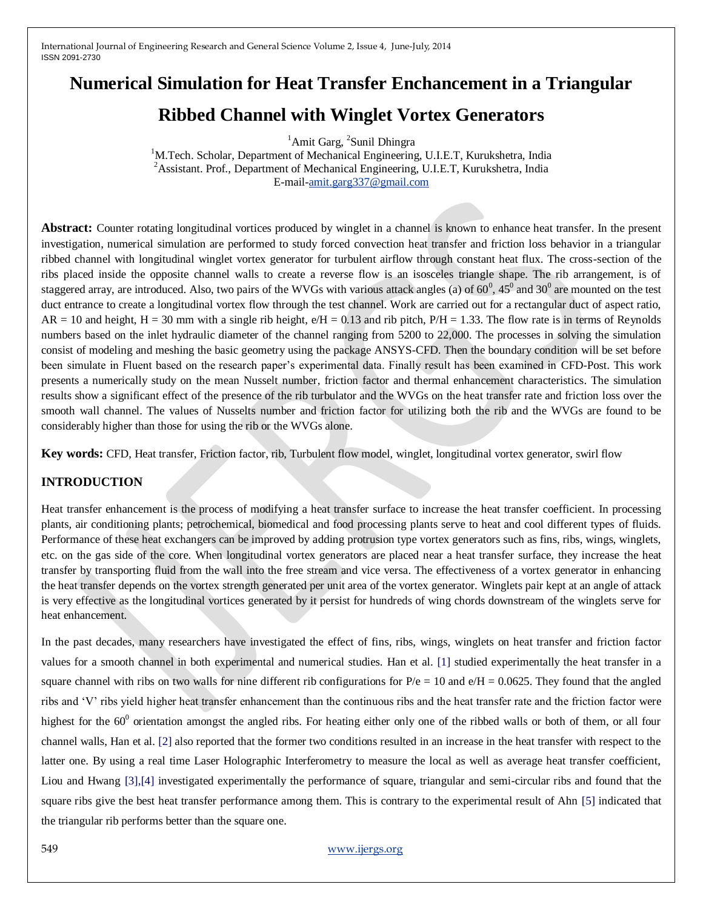# Numerical Simulation for Heat Transfer Enchancement in a Triangular Ribbed Channel with Winglet Vortex Generators

[1]Amit Garg, [2]Sunil Dhingra

[1]M.Tech. Scholar, Department of Mechanical Engineering, U.I.E.T, Kurukshetra, India

[2]Assistant. Prof., Department of Mechanical Engineering, U.I.E.T, Kurukshetra, India

E-mail-amit.garg337@gmail.com

**Abstract:** Counter rotating longitudinal vortices produced by winglet in a channel is known to enhance heat transfer. In the present investigation, numerical simulation are performed to study forced convection heat transfer and friction loss behavior in a triangular ribbed channel with longitudinal winglet vortex generator for turbulent airflow through constant heat flux. The cross-section of the ribs placed inside the opposite channel walls to create a reverse flow is an isosceles triangle shape. The rib arrangement, is of staggered array, are introduced. Also, two pairs of the WVGs with various attack angles (a) of $60^0$, $45^0$ and $30^0$ are mounted on the test duct entrance to create a longitudinal vortex flow through the test channel. Work are carried out for a rectangular duct of aspect ratio, AR = 10 and height, H = 30 mm with a single rib height, e/H = 0.13 and rib pitch, P/H = 1.33. The flow rate is in terms of Reynolds numbers based on the inlet hydraulic diameter of the channel ranging from 5200 to 22,000. The processes in solving the simulation consist of modeling and meshing the basic geometry using the package ANSYS-CFD. Then the boundary condition will be set before been simulate in Fluent based on the research paper's experimental data. Finally result has been examined in CFD-Post. This work presents a numerically study on the mean Nusselt number, friction factor and thermal enhancement characteristics. The simulation results show a significant effect of the presence of the rib turbulator and the WVGs on the heat transfer rate and friction loss over the smooth wall channel. The values of Nusselts number and friction factor for utilizing both the rib and the WVGs are found to be considerably higher than those for using the rib or the WVGs alone.

**Key words:** CFD, Heat transfer, Friction factor, rib, Turbulent flow model, winglet, longitudinal vortex generator, swirl flow

## INTRODUCTION

Heat transfer enhancement is the process of modifying a heat transfer surface to increase the heat transfer coefficient. In processing plants, air conditioning plants; petrochemical, biomedical and food processing plants serve to heat and cool different types of fluids. Performance of these heat exchangers can be improved by adding protrusion type vortex generators such as fins, ribs, wings, winglets, etc. on the gas side of the core. When longitudinal vortex generators are placed near a heat transfer surface, they increase the heat transfer by transporting fluid from the wall into the free stream and vice versa. The effectiveness of a vortex generator in enhancing the heat transfer depends on the vortex strength generated per unit area of the vortex generator. Winglets pair kept at an angle of attack is very effective as the longitudinal vortices generated by it persist for hundreds of wing chords downstream of the winglets serve for heat enhancement.

In the past decades, many researchers have investigated the effect of fins, ribs, wings, winglets on heat transfer and friction factor values for a smooth channel in both experimental and numerical studies. Han et al. [1] studied experimentally the heat transfer in a square channel with ribs on two walls for nine different rib configurations for P/e = 10 and e/H = 0.0625. They found that the angled ribs and 'V' ribs yield higher heat transfer enhancement than the continuous ribs and the heat transfer rate and the friction factor were highest for the $60^0$ orientation amongst the angled ribs. For heating either only one of the ribbed walls or both of them, or all four channel walls, Han et al. [2] also reported that the former two conditions resulted in an increase in the heat transfer with respect to the latter one. By using a real time Laser Holographic Interferometry to measure the local as well as average heat transfer coefficient, Liou and Hwang [3],[4] investigated experimentally the performance of square, triangular and semi-circular ribs and found that the square ribs give the best heat transfer performance among them. This is contrary to the experimental result of Ahn [5] indicated that the triangular rib performs better than the square one.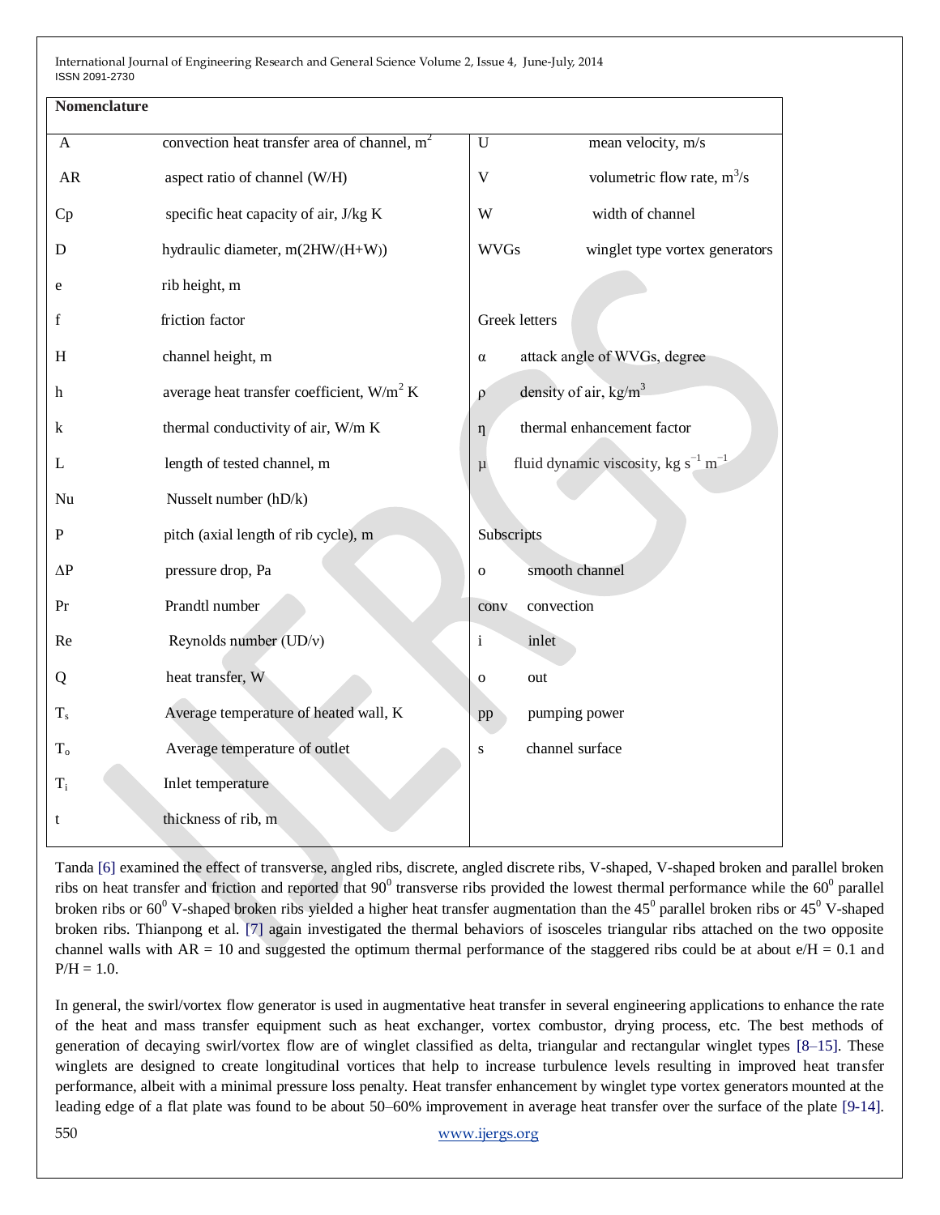**Nomenclature**

| | | | |
|---|---|---|---|
| A | convection heat transfer area of channel, $m^2$ | U | mean velocity, m/s |
| AR | aspect ratio of channel (W/H) | V | volumetric flow rate, $m^3/s$ |
| Cp | specific heat capacity of air, J/kg K | W | width of channel |
| D | hydraulic diameter, m(2HW/(H+W)) | WVGs | winglet type vortex generators |
| e | rib height, m | | |
| f | friction factor | **Greek letters** | |
| H | channel height, m | $\alpha$ | attack angle of WVGs, degree |
| h | average heat transfer coefficient, $W/m^2$ K | $\rho$ | density of air, $kg/m^3$ |
| k | thermal conductivity of air, W/m K | $\eta$ | thermal enhancement factor |
| L | length of tested channel, m | $\mu$ | fluid dynamic viscosity, kg $s^{-1}$ $m^{-1}$ |
| Nu | Nusselt number (hD/k) | | |
| P | pitch (axial length of rib cycle), m | **Subscripts** | |
| $\Delta P$ | pressure drop, Pa | o | smooth channel |
| Pr | Prandtl number | conv | convection |
| Re | Reynolds number (UD/ν) | i | inlet |
| Q | heat transfer, W | o | out |
| $T_s$ | Average temperature of heated wall, K | pp | pumping power |
| $T_o$ | Average temperature of outlet | s | channel surface |
| $T_i$ | Inlet temperature | | |
| t | thickness of rib, m | | |

Tanda [6] examined the effect of transverse, angled ribs, discrete, angled discrete ribs, V-shaped, V-shaped broken and parallel broken ribs on heat transfer and friction and reported that $90^0$ transverse ribs provided the lowest thermal performance while the $60^0$ parallel broken ribs or $60^0$ V-shaped broken ribs yielded a higher heat transfer augmentation than the $45^0$ parallel broken ribs or $45^0$ V-shaped broken ribs. Thianpong et al. [7] again investigated the thermal behaviors of isosceles triangular ribs attached on the two opposite channel walls with AR = 10 and suggested the optimum thermal performance of the staggered ribs could be at about e/H = 0.1 and P/H = 1.0.

In general, the swirl/vortex flow generator is used in augmentative heat transfer in several engineering applications to enhance the rate of the heat and mass transfer equipment such as heat exchanger, vortex combustor, drying process, etc. The best methods of generation of decaying swirl/vortex flow are of winglet classified as delta, triangular and rectangular winglet types [8–15]. These winglets are designed to create longitudinal vortices that help to increase turbulence levels resulting in improved heat transfer performance, albeit with a minimal pressure loss penalty. Heat transfer enhancement by winglet type vortex generators mounted at the leading edge of a flat plate was found to be about 50–60% improvement in average heat transfer over the surface of the plate [9-14].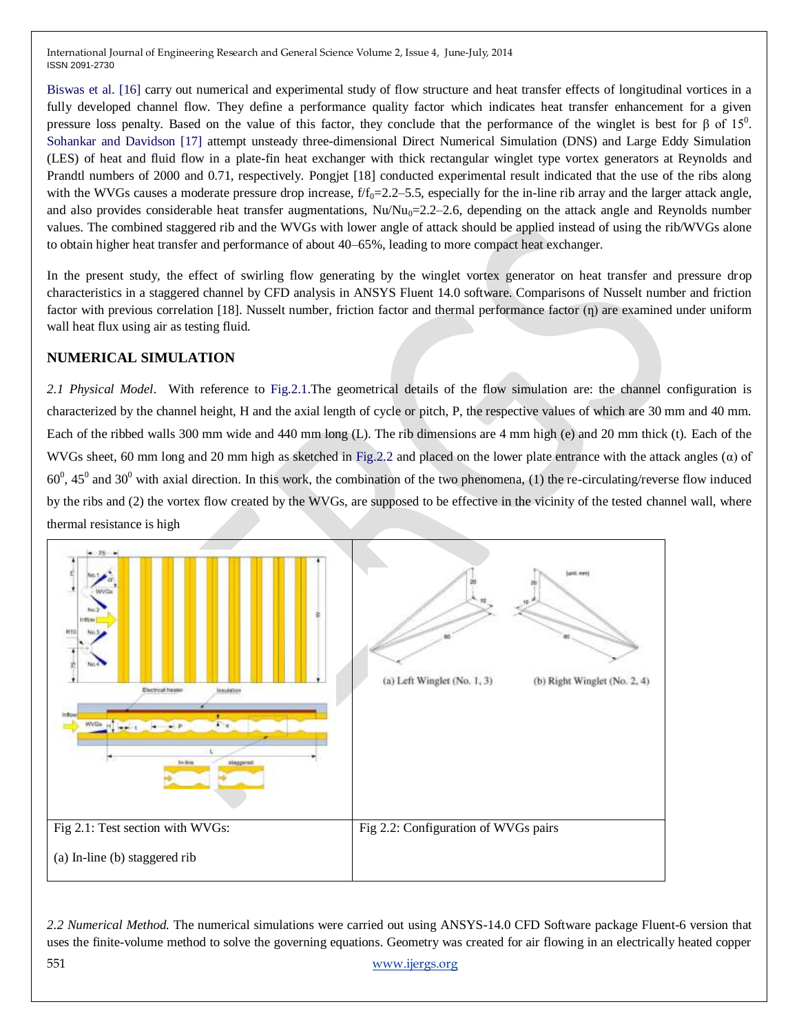Biswas et al. [16] carry out numerical and experimental study of flow structure and heat transfer effects of longitudinal vortices in a fully developed channel flow. They define a performance quality factor which indicates heat transfer enhancement for a given pressure loss penalty. Based on the value of this factor, they conclude that the performance of the winglet is best for β of $15^0$. Sohankar and Davidson [17] attempt unsteady three-dimensional Direct Numerical Simulation (DNS) and Large Eddy Simulation (LES) of heat and fluid flow in a plate-fin heat exchanger with thick rectangular winglet type vortex generators at Reynolds and Prandtl numbers of 2000 and 0.71, respectively. Pongjet [18] conducted experimental result indicated that the use of the ribs along with the WVGs causes a moderate pressure drop increase, $f/f_0$=2.2–5.5, especially for the in-line rib array and the larger attack angle, and also provides considerable heat transfer augmentations, $Nu/Nu_0$=2.2–2.6, depending on the attack angle and Reynolds number values. The combined staggered rib and the WVGs with lower angle of attack should be applied instead of using the rib/WVGs alone to obtain higher heat transfer and performance of about 40–65%, leading to more compact heat exchanger.

In the present study, the effect of swirling flow generating by the winglet vortex generator on heat transfer and pressure drop characteristics in a staggered channel by CFD analysis in ANSYS Fluent 14.0 software. Comparisons of Nusselt number and friction factor with previous correlation [18]. Nusselt number, friction factor and thermal performance factor (η) are examined under uniform wall heat flux using air as testing fluid.

## NUMERICAL SIMULATION

*2.1 Physical Model*. With reference to Fig.2.1.The geometrical details of the flow simulation are: the channel configuration is characterized by the channel height, H and the axial length of cycle or pitch, P, the respective values of which are 30 mm and 40 mm. Each of the ribbed walls 300 mm wide and 440 mm long (L). The rib dimensions are 4 mm high (e) and 20 mm thick (t). Each of the WVGs sheet, 60 mm long and 20 mm high as sketched in Fig.2.2 and placed on the lower plate entrance with the attack angles (α) of $60^0$, $45^0$ and $30^0$ with axial direction. In this work, the combination of the two phenomena, (1) the re-circulating/reverse flow induced by the ribs and (2) the vortex flow created by the WVGs, are supposed to be effective in the vicinity of the tested channel wall, where thermal resistance is high

| Fig 2.1: Test section with WVGs: (a) In-line (b) staggered rib | Fig 2.2: Configuration of WVGs pairs |
| --- | --- |

*2.2 Numerical Method.* The numerical simulations were carried out using ANSYS-14.0 CFD Software package Fluent-6 version that uses the finite-volume method to solve the governing equations. Geometry was created for air flowing in an electrically heated copper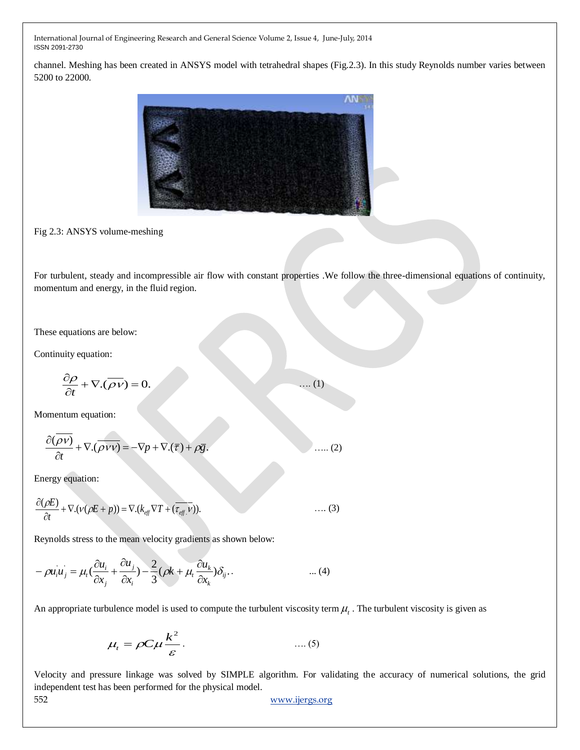channel. Meshing has been created in ANSYS model with tetrahedral shapes (Fig.2.3). In this study Reynolds number varies between 5200 to 22000.

Fig 2.3: ANSYS volume-meshing

For turbulent, steady and incompressible air flow with constant properties .We follow the three-dimensional equations of continuity, momentum and energy, in the fluid region.

These equations are below:

Continuity equation:

$$\frac{\partial \rho}{\partial t} + \nabla.(\overline{\rho v}) = 0. \quad \text{.... (1)}$$

Momentum equation:

$$\frac{\partial(\overline{\rho v})}{\partial t} + \nabla.(\overline{\rho v v}) = -\nabla p + \nabla.(\overline{\tau}) + \rho \overline{g}. \quad \text{..... (2)}$$

Energy equation:

$$\frac{\partial(\rho E)}{\partial t} + \nabla.(v(\rho E + p)) = \nabla.(k_{eff} \nabla T + (\overline{\tau_{eff}.v})). \quad \text{.... (3)}$$

Reynolds stress to the mean velocity gradients as shown below:

$$-\rho u_i^{'} u_j^{'} = \mu_t (\frac{\partial u_i}{\partial x_j} + \frac{\partial u_j}{\partial x_i}) - \frac{2}{3}(\rho k + \mu_t \frac{\partial u_k}{\partial x_k})\delta_{ij}.. \quad \text{... (4)}$$

An appropriate turbulence model is used to compute the turbulent viscosity term $\mu_t$ . The turbulent viscosity is given as

$$\mu_t = \rho C \mu \frac{k^2}{\varepsilon}. \quad \text{.... (5)}$$

Velocity and pressure linkage was solved by SIMPLE algorithm. For validating the accuracy of numerical solutions, the grid independent test has been performed for the physical model.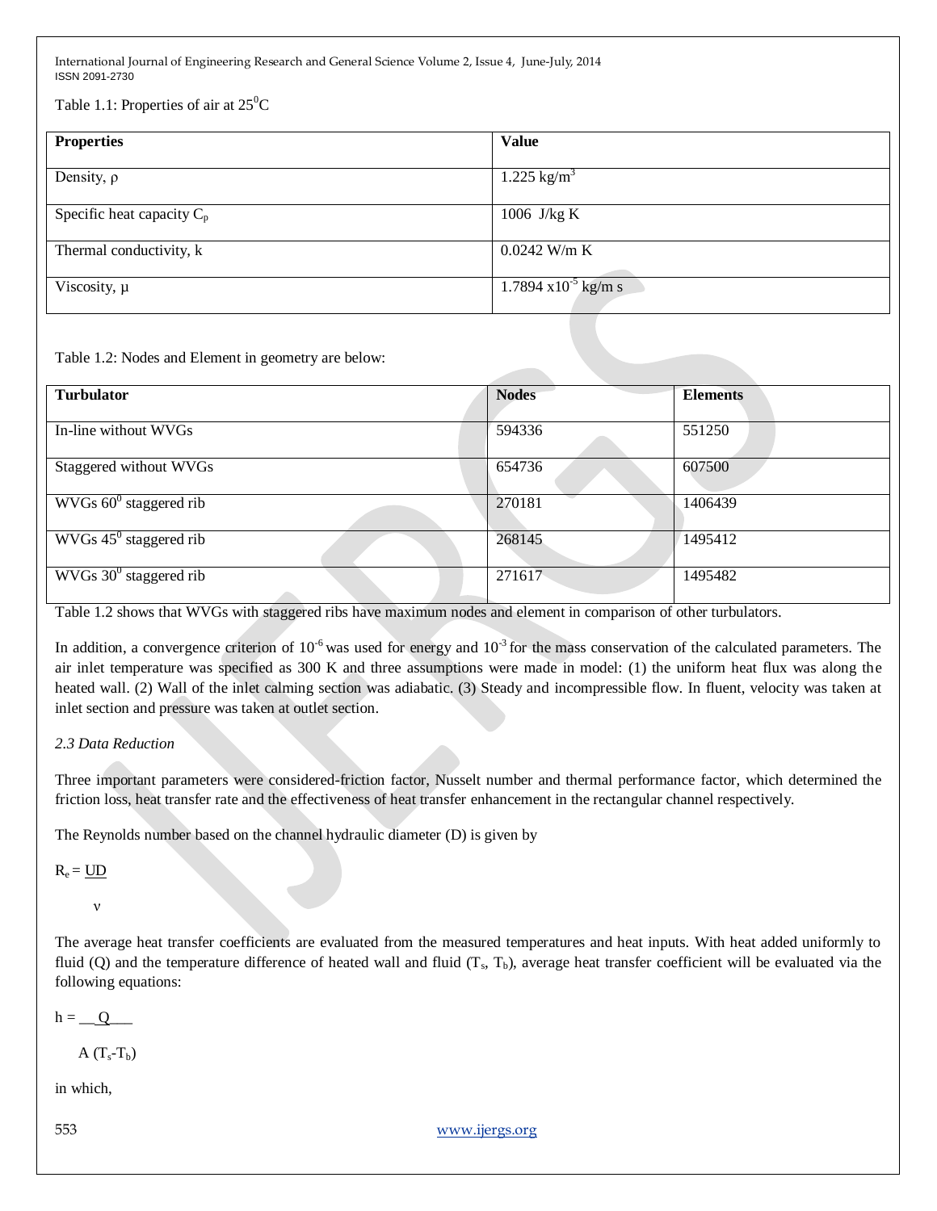Table 1.1: Properties of air at $25^0$C

| Properties | Value |
|---|---|
| Density, ρ | 1.225 kg/m$^3$ |
| Specific heat capacity $C_p$ | 1006 J/kg K |
| Thermal conductivity, k | 0.0242 W/m K |
| Viscosity, μ | 1.7894 x10$^{-5}$ kg/m s |

Table 1.2: Nodes and Element in geometry are below:

| Turbulator | Nodes | Elements |
|---|---|---|
| In-line without WVGs | 594336 | 551250 |
| Staggered without WVGs | 654736 | 607500 |
| WVGs $60^0$ staggered rib | 270181 | 1406439 |
| WVGs $45^0$ staggered rib | 268145 | 1495412 |
| WVGs $30^0$ staggered rib | 271617 | 1495482 |

Table 1.2 shows that WVGs with staggered ribs have maximum nodes and element in comparison of other turbulators.

In addition, a convergence criterion of $10^{-6}$ was used for energy and $10^{-3}$ for the mass conservation of the calculated parameters. The air inlet temperature was specified as 300 K and three assumptions were made in model: (1) the uniform heat flux was along the heated wall. (2) Wall of the inlet calming section was adiabatic. (3) Steady and incompressible flow. In fluent, velocity was taken at inlet section and pressure was taken at outlet section.

*2.3 Data Reduction*

Three important parameters were considered-friction factor, Nusselt number and thermal performance factor, which determined the friction loss, heat transfer rate and the effectiveness of heat transfer enhancement in the rectangular channel respectively.

The Reynolds number based on the channel hydraulic diameter (D) is given by

$$R_e = \frac{UD}{\nu}$$

The average heat transfer coefficients are evaluated from the measured temperatures and heat inputs. With heat added uniformly to fluid (Q) and the temperature difference of heated wall and fluid ($T_s$, $T_b$), average heat transfer coefficient will be evaluated via the following equations:

$$h = \frac{Q}{A\,(T_s - T_b)}$$

in which,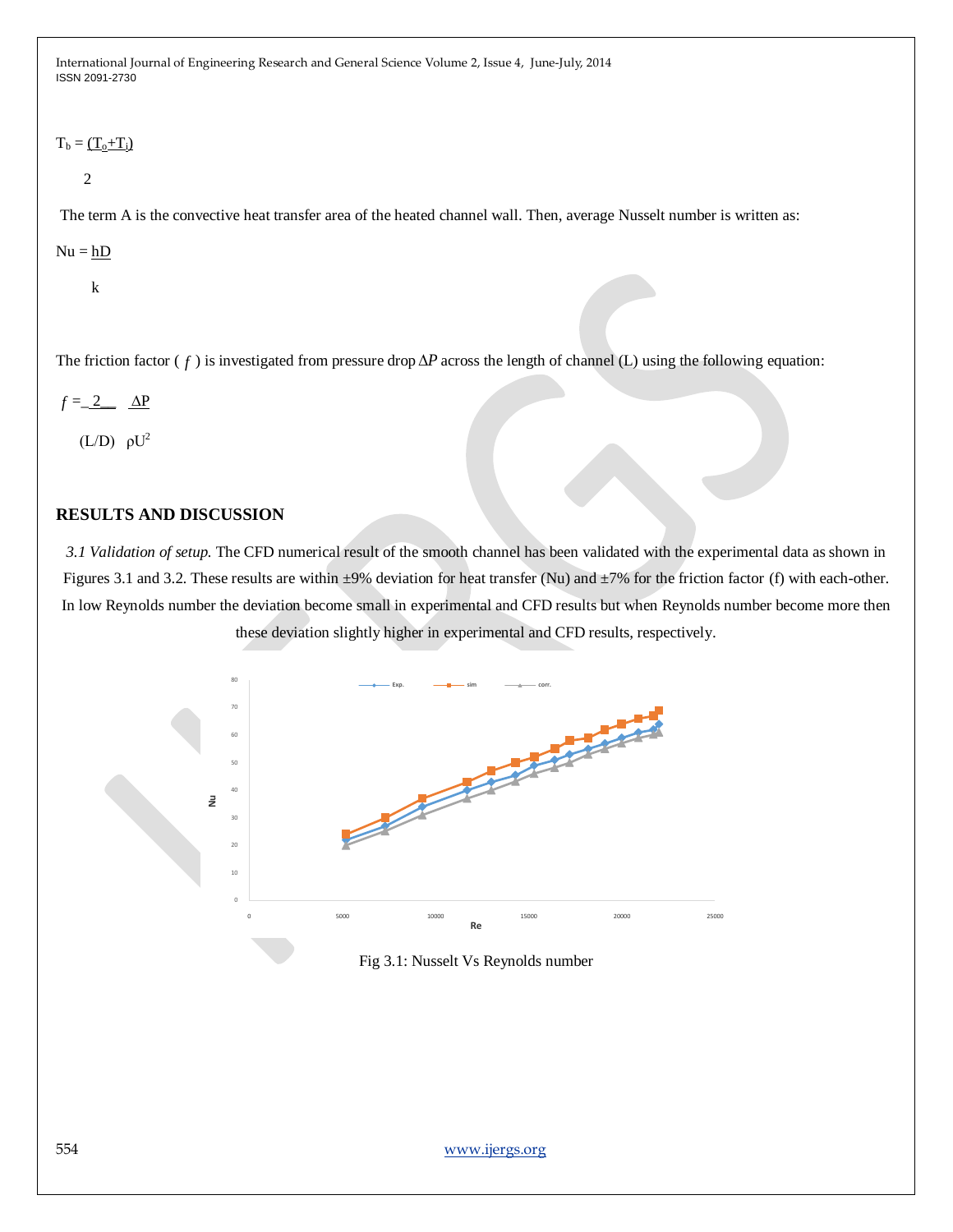$$T_b = \frac{(T_o+T_i)}{2}$$

The term A is the convective heat transfer area of the heated channel wall. Then, average Nusselt number is written as:

$$Nu = \frac{hD}{k}$$

The friction factor ( $f$ ) is investigated from pressure drop $\Delta P$ across the length of channel (L) using the following equation:

$$f = \frac{2}{(L/D)} \frac{\Delta P}{\rho U^2}$$

## RESULTS AND DISCUSSION

*3.1 Validation of setup.* The CFD numerical result of the smooth channel has been validated with the experimental data as shown in Figures 3.1 and 3.2. These results are within ±9% deviation for heat transfer (Nu) and ±7% for the friction factor (f) with each-other. In low Reynolds number the deviation become small in experimental and CFD results but when Reynolds number become more then these deviation slightly higher in experimental and CFD results, respectively.

Fig 3.1: Nusselt Vs Reynolds number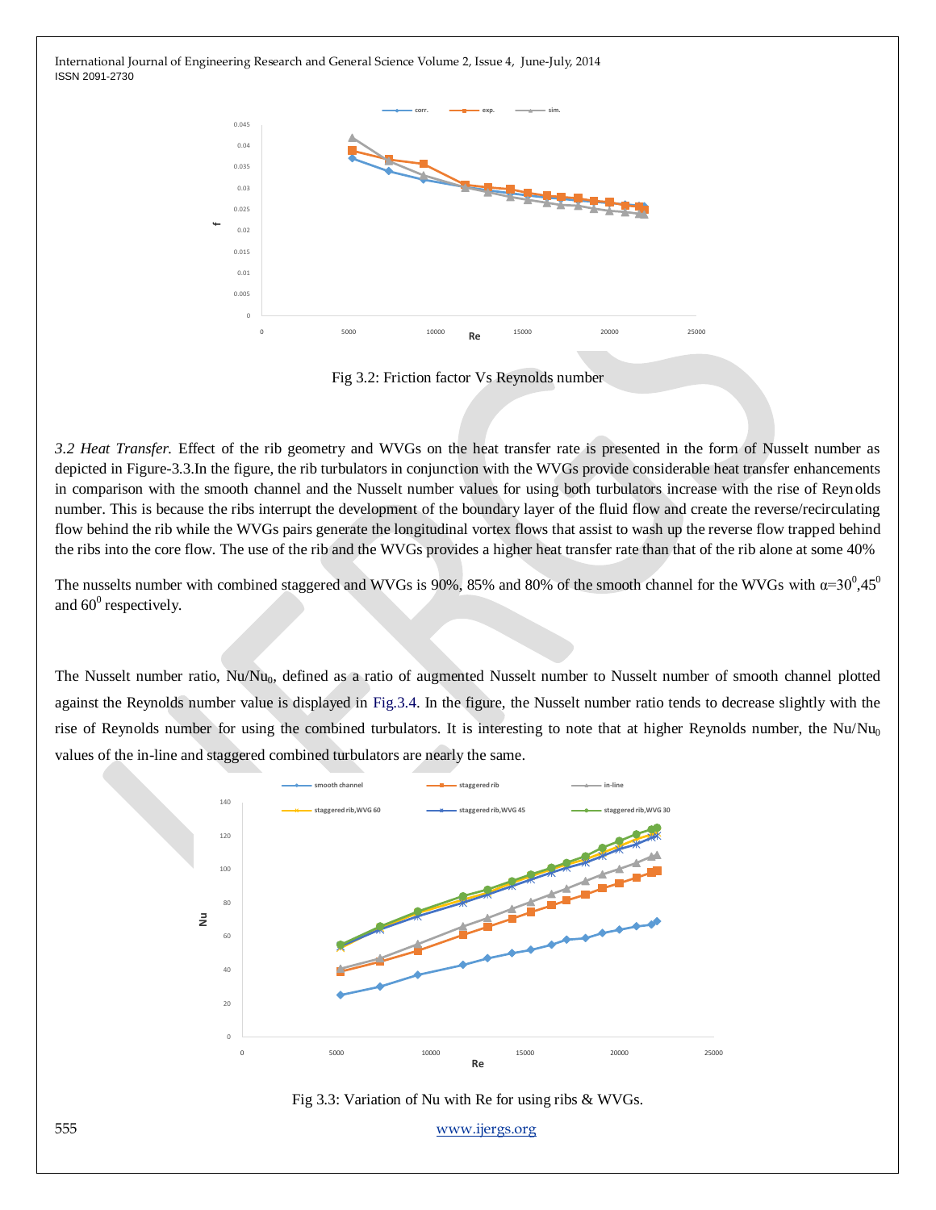Fig 3.2: Friction factor Vs Reynolds number

*3.2 Heat Transfer.* Effect of the rib geometry and WVGs on the heat transfer rate is presented in the form of Nusselt number as depicted in Figure-3.3.In the figure, the rib turbulators in conjunction with the WVGs provide considerable heat transfer enhancements in comparison with the smooth channel and the Nusselt number values for using both turbulators increase with the rise of Reynolds number. This is because the ribs interrupt the development of the boundary layer of the fluid flow and create the reverse/recirculating flow behind the rib while the WVGs pairs generate the longitudinal vortex flows that assist to wash up the reverse flow trapped behind the ribs into the core flow. The use of the rib and the WVGs provides a higher heat transfer rate than that of the rib alone at some 40%

The nusselts number with combined staggered and WVGs is 90%, 85% and 80% of the smooth channel for the WVGs with $\alpha$=30$^0$,45$^0$ and 60$^0$ respectively.

The Nusselt number ratio, $Nu/Nu_0$, defined as a ratio of augmented Nusselt number to Nusselt number of smooth channel plotted against the Reynolds number value is displayed in Fig.3.4. In the figure, the Nusselt number ratio tends to decrease slightly with the rise of Reynolds number for using the combined turbulators. It is interesting to note that at higher Reynolds number, the $Nu/Nu_0$ values of the in-line and staggered combined turbulators are nearly the same.

Fig 3.3: Variation of Nu with Re for using ribs & WVGs.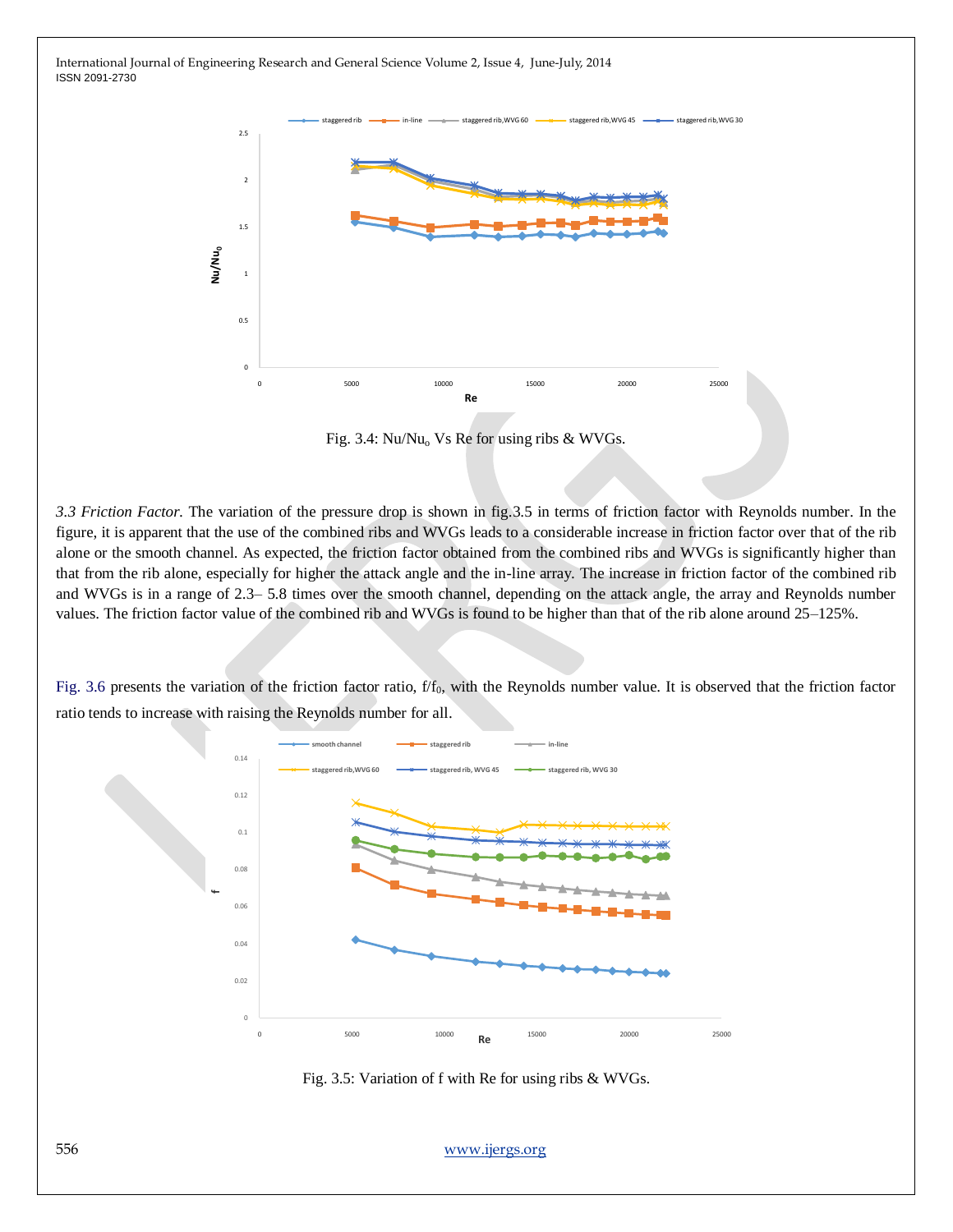Fig. 3.4: $Nu/Nu_o$ Vs Re for using ribs & WVGs.

*3.3 Friction Factor.* The variation of the pressure drop is shown in fig.3.5 in terms of friction factor with Reynolds number. In the figure, it is apparent that the use of the combined ribs and WVGs leads to a considerable increase in friction factor over that of the rib alone or the smooth channel. As expected, the friction factor obtained from the combined ribs and WVGs is significantly higher than that from the rib alone, especially for higher the attack angle and the in-line array. The increase in friction factor of the combined rib and WVGs is in a range of 2.3– 5.8 times over the smooth channel, depending on the attack angle, the array and Reynolds number values. The friction factor value of the combined rib and WVGs is found to be higher than that of the rib alone around 25–125%.

Fig. 3.6 presents the variation of the friction factor ratio, $f/f_0$, with the Reynolds number value. It is observed that the friction factor ratio tends to increase with raising the Reynolds number for all.

Fig. 3.5: Variation of f with Re for using ribs & WVGs.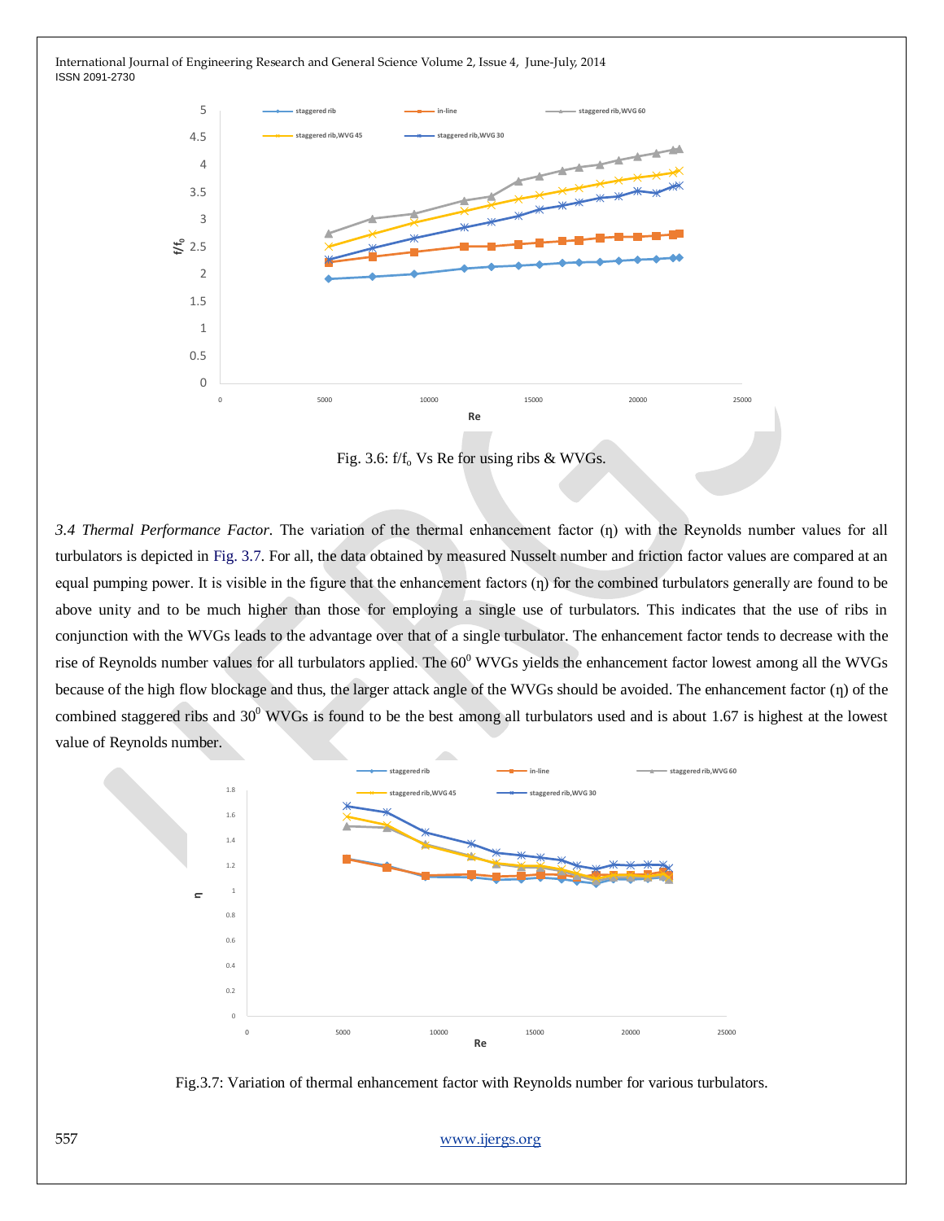Fig. 3.6: $f/f_o$ Vs Re for using ribs & WVGs.

*3.4 Thermal Performance Factor*. The variation of the thermal enhancement factor (η) with the Reynolds number values for all turbulators is depicted in Fig. 3.7. For all, the data obtained by measured Nusselt number and friction factor values are compared at an equal pumping power. It is visible in the figure that the enhancement factors (η) for the combined turbulators generally are found to be above unity and to be much higher than those for employing a single use of turbulators. This indicates that the use of ribs in conjunction with the WVGs leads to the advantage over that of a single turbulator. The enhancement factor tends to decrease with the rise of Reynolds number values for all turbulators applied. The $60^0$ WVGs yields the enhancement factor lowest among all the WVGs because of the high flow blockage and thus, the larger attack angle of the WVGs should be avoided. The enhancement factor (η) of the combined staggered ribs and $30^0$ WVGs is found to be the best among all turbulators used and is about 1.67 is highest at the lowest value of Reynolds number.

Fig.3.7: Variation of thermal enhancement factor with Reynolds number for various turbulators.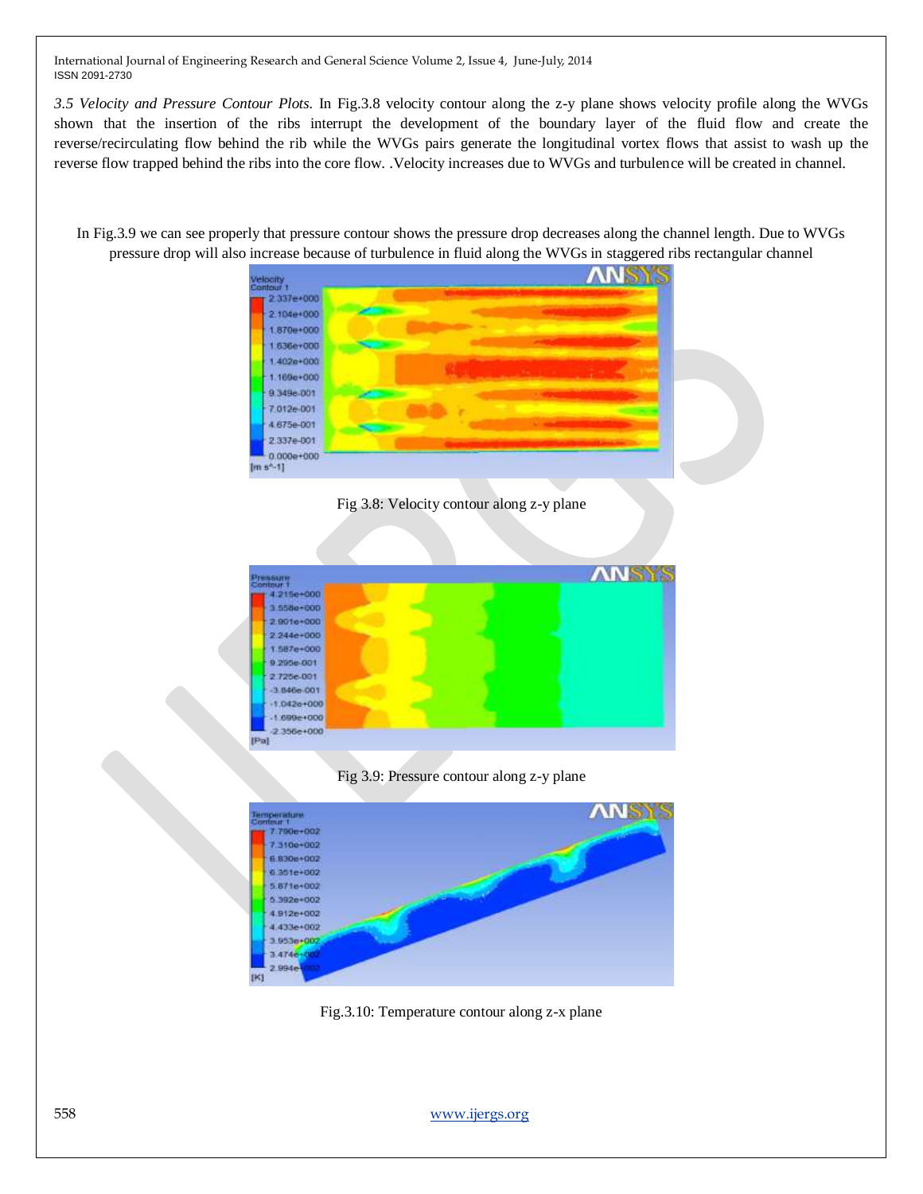*3.5 Velocity and Pressure Contour Plots.* In Fig.3.8 velocity contour along the z-y plane shows velocity profile along the WVGs shown that the insertion of the ribs interrupt the development of the boundary layer of the fluid flow and create the reverse/recirculating flow behind the rib while the WVGs pairs generate the longitudinal vortex flows that assist to wash up the reverse flow trapped behind the ribs into the core flow. .Velocity increases due to WVGs and turbulence will be created in channel.

In Fig.3.9 we can see properly that pressure contour shows the pressure drop decreases along the channel length. Due to WVGs pressure drop will also increase because of turbulence in fluid along the WVGs in staggered ribs rectangular channel

Fig 3.8: Velocity contour along z-y plane

Fig 3.9: Pressure contour along z-y plane

Fig.3.10: Temperature contour along z-x plane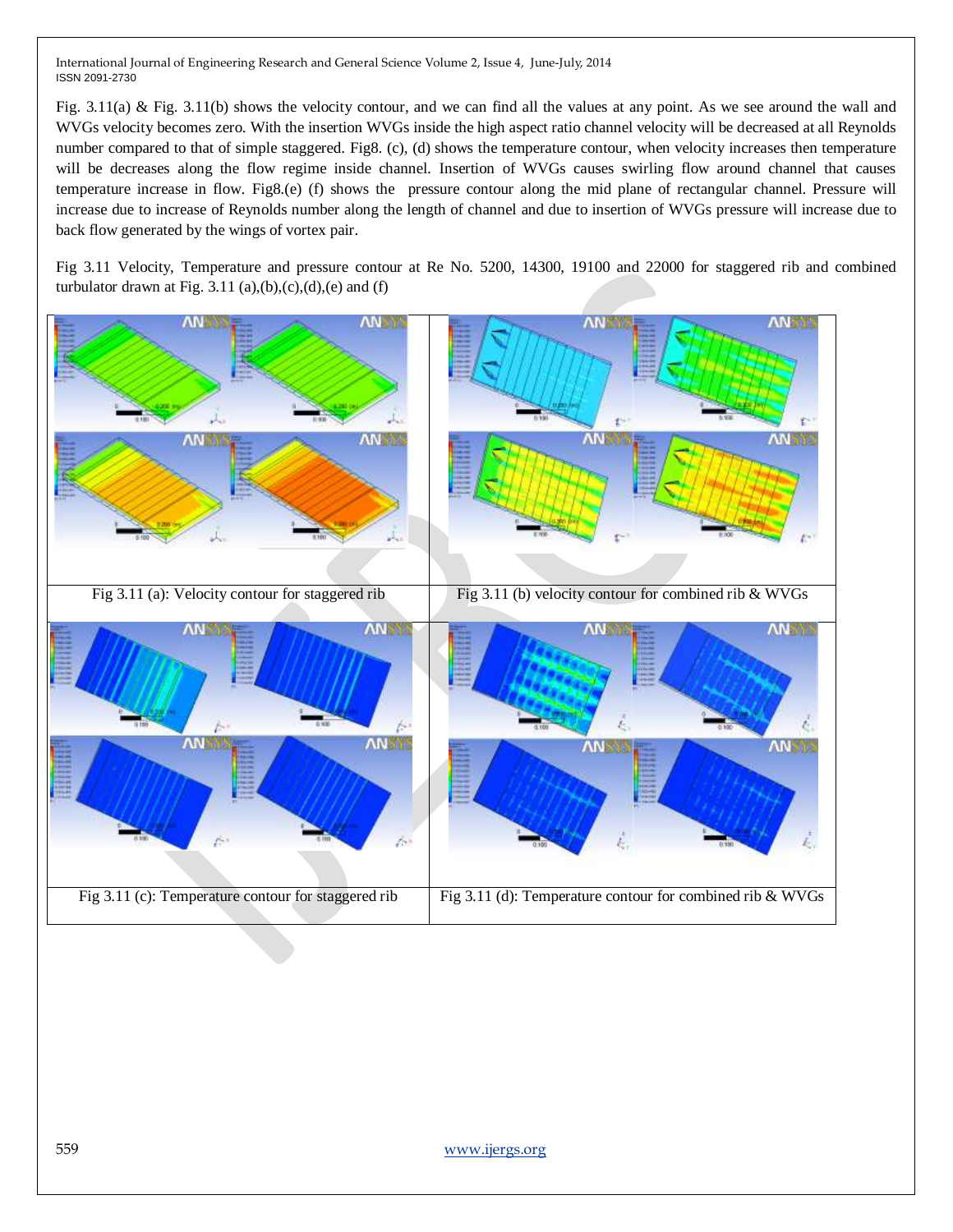Fig. 3.11(a) & Fig. 3.11(b) shows the velocity contour, and we can find all the values at any point. As we see around the wall and WVGs velocity becomes zero. With the insertion WVGs inside the high aspect ratio channel velocity will be decreased at all Reynolds number compared to that of simple staggered. Fig8. (c), (d) shows the temperature contour, when velocity increases then temperature will be decreases along the flow regime inside channel. Insertion of WVGs causes swirling flow around channel that causes temperature increase in flow. Fig8.(e) (f) shows the pressure contour along the mid plane of rectangular channel. Pressure will increase due to increase of Reynolds number along the length of channel and due to insertion of WVGs pressure will increase due to back flow generated by the wings of vortex pair.

Fig 3.11 Velocity, Temperature and pressure contour at Re No. 5200, 14300, 19100 and 22000 for staggered rib and combined turbulator drawn at Fig. 3.11 (a),(b),(c),(d),(e) and (f)

Fig 3.11 (a): Velocity contour for staggered rib

Fig 3.11 (b) velocity contour for combined rib & WVGs

Fig 3.11 (c): Temperature contour for staggered rib

Fig 3.11 (d): Temperature contour for combined rib & WVGs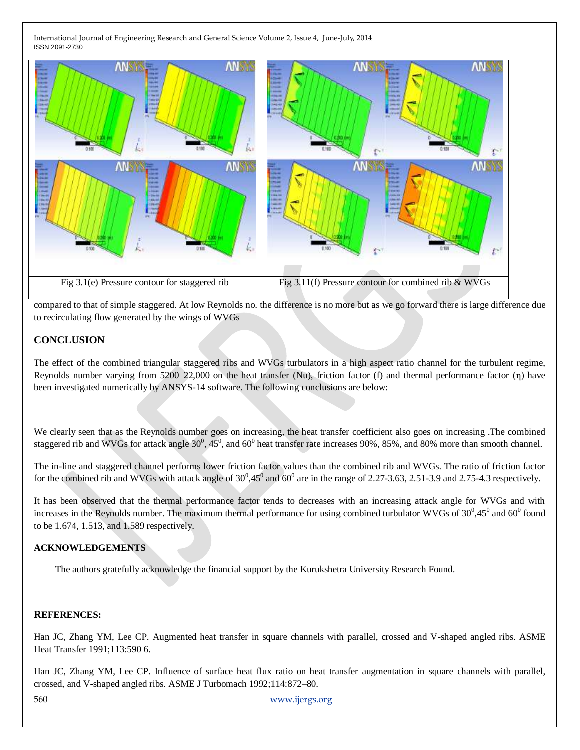Fig 3.1(e) Pressure contour for staggered rib

Fig 3.11(f) Pressure contour for combined rib & WVGs

compared to that of simple staggered. At low Reynolds no. the difference is no more but as we go forward there is large difference due to recirculating flow generated by the wings of WVGs

## CONCLUSION

The effect of the combined triangular staggered ribs and WVGs turbulators in a high aspect ratio channel for the turbulent regime, Reynolds number varying from 5200–22,000 on the heat transfer (Nu), friction factor (f) and thermal performance factor (η) have been investigated numerically by ANSYS-14 software. The following conclusions are below:

We clearly seen that as the Reynolds number goes on increasing, the heat transfer coefficient also goes on increasing .The combined staggered rib and WVGs for attack angle $30^0$, $45^0$, and $60^0$ heat transfer rate increases 90%, 85%, and 80% more than smooth channel.

The in-line and staggered channel performs lower friction factor values than the combined rib and WVGs. The ratio of friction factor for the combined rib and WVGs with attack angle of $30^0$,$45^0$ and $60^0$ are in the range of 2.27-3.63, 2.51-3.9 and 2.75-4.3 respectively.

It has been observed that the thermal performance factor tends to decreases with an increasing attack angle for WVGs and with increases in the Reynolds number. The maximum thermal performance for using combined turbulator WVGs of $30^0$,$45^0$ and $60^0$ found to be 1.674, 1.513, and 1.589 respectively.

## ACKNOWLEDGEMENTS

The authors gratefully acknowledge the financial support by the Kurukshetra University Research Found.

## REFERENCES:

Han JC, Zhang YM, Lee CP. Augmented heat transfer in square channels with parallel, crossed and V-shaped angled ribs. ASME Heat Transfer 1991;113:590 6.

Han JC, Zhang YM, Lee CP. Influence of surface heat flux ratio on heat transfer augmentation in square channels with parallel, crossed, and V-shaped angled ribs. ASME J Turbomach 1992;114:872–80.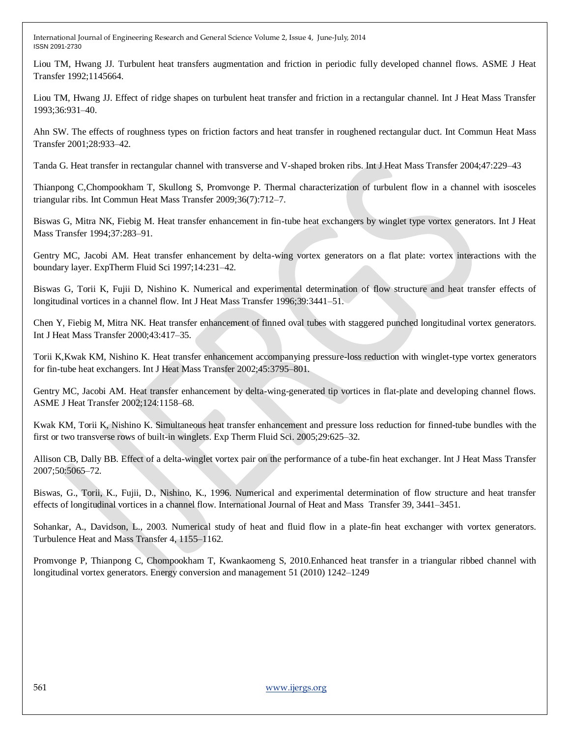Liou TM, Hwang JJ. Turbulent heat transfers augmentation and friction in periodic fully developed channel flows. ASME J Heat Transfer 1992;1145664.

Liou TM, Hwang JJ. Effect of ridge shapes on turbulent heat transfer and friction in a rectangular channel. Int J Heat Mass Transfer 1993;36:931–40.

Ahn SW. The effects of roughness types on friction factors and heat transfer in roughened rectangular duct. Int Commun Heat Mass Transfer 2001;28:933–42.

Tanda G. Heat transfer in rectangular channel with transverse and V-shaped broken ribs. Int J Heat Mass Transfer 2004;47:229–43

Thianpong C,Chompookham T, Skullong S, Promvonge P. Thermal characterization of turbulent flow in a channel with isosceles triangular ribs. Int Commun Heat Mass Transfer 2009;36(7):712–7.

Biswas G, Mitra NK, Fiebig M. Heat transfer enhancement in fin-tube heat exchangers by winglet type vortex generators. Int J Heat Mass Transfer 1994;37:283–91.

Gentry MC, Jacobi AM. Heat transfer enhancement by delta-wing vortex generators on a flat plate: vortex interactions with the boundary layer. ExpTherm Fluid Sci 1997;14:231–42.

Biswas G, Torii K, Fujii D, Nishino K. Numerical and experimental determination of flow structure and heat transfer effects of longitudinal vortices in a channel flow. Int J Heat Mass Transfer 1996;39:3441–51.

Chen Y, Fiebig M, Mitra NK. Heat transfer enhancement of finned oval tubes with staggered punched longitudinal vortex generators. Int J Heat Mass Transfer 2000;43:417–35.

Torii K,Kwak KM, Nishino K. Heat transfer enhancement accompanying pressure-loss reduction with winglet-type vortex generators for fin-tube heat exchangers. Int J Heat Mass Transfer 2002;45:3795–801.

Gentry MC, Jacobi AM. Heat transfer enhancement by delta-wing-generated tip vortices in flat-plate and developing channel flows. ASME J Heat Transfer 2002;124:1158–68.

Kwak KM, Torii K, Nishino K. Simultaneous heat transfer enhancement and pressure loss reduction for finned-tube bundles with the first or two transverse rows of built-in winglets. Exp Therm Fluid Sci. 2005;29:625–32.

Allison CB, Dally BB. Effect of a delta-winglet vortex pair on the performance of a tube-fin heat exchanger. Int J Heat Mass Transfer 2007;50:5065–72.

Biswas, G., Torii, K., Fujii, D., Nishino, K., 1996. Numerical and experimental determination of flow structure and heat transfer effects of longitudinal vortices in a channel flow. International Journal of Heat and Mass Transfer 39, 3441–3451.

Sohankar, A., Davidson, L., 2003. Numerical study of heat and fluid flow in a plate-fin heat exchanger with vortex generators. Turbulence Heat and Mass Transfer 4, 1155–1162.

Promvonge P, Thianpong C, Chompookham T, Kwankaomeng S, 2010.Enhanced heat transfer in a triangular ribbed channel with longitudinal vortex generators. Energy conversion and management 51 (2010) 1242–1249